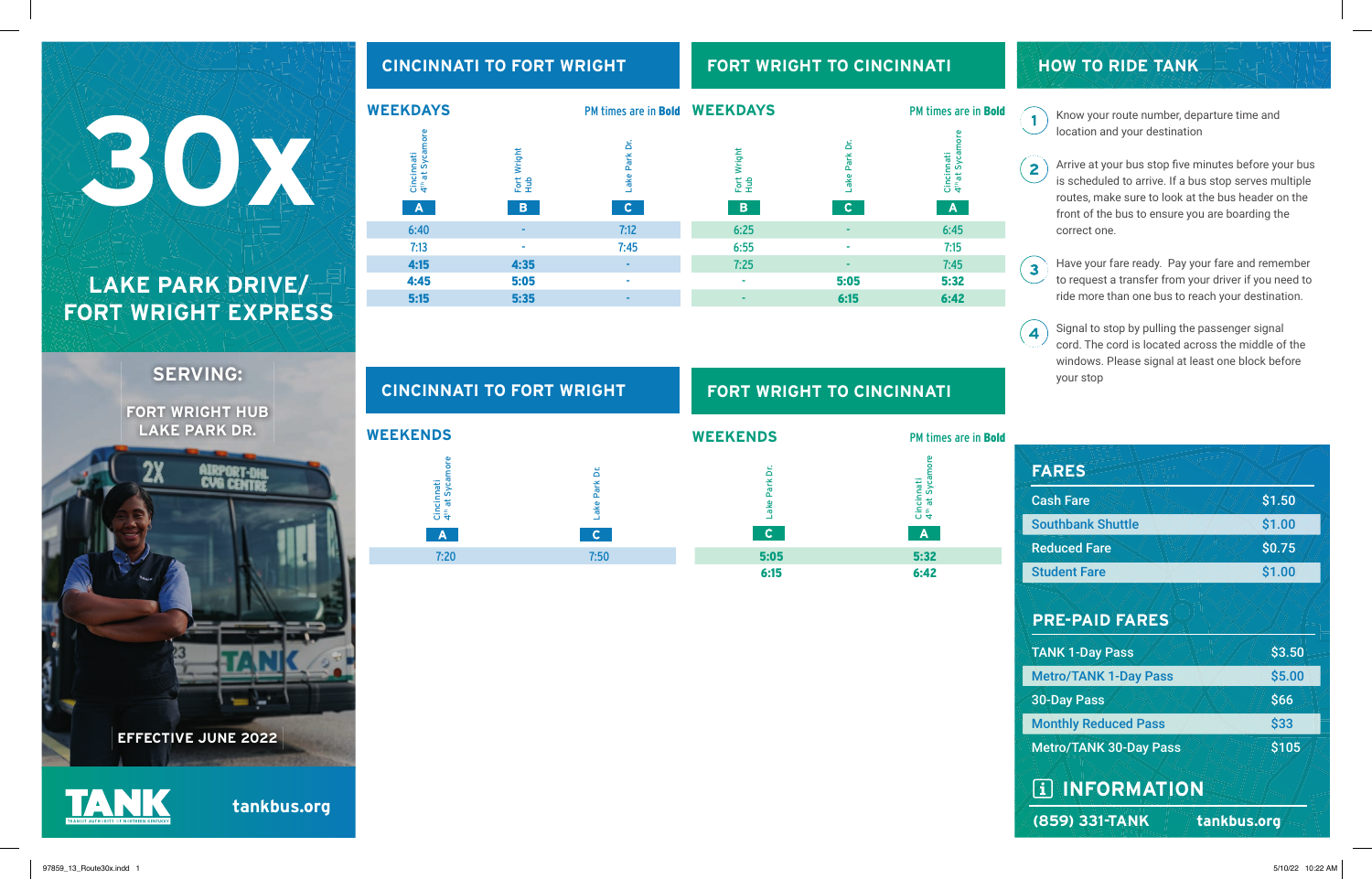# 30x

## LAKE PARK DRIVE/ FORT WRIGHT EXPRESS

### SERVING:

FORT WRIGHT HUB
LAKE PARK DR.

EFFECTIVE JUNE 2022

TANK

tankbus.org

## CINCINNATI TO FORT WRIGHT

### WEEKDAYS

PM times are in **Bold**

| Cincinnati 4th at Sycamore (A) | Fort Wright Hub (B) | Lake Park Dr. (C) |
|---|---|---|
| 6:40 | - | 7:12 |
| 7:13 | - | 7:45 |
| **4:15** | **4:35** | - |
| **4:45** | **5:05** | - |
| **5:15** | **5:35** | - |

## FORT WRIGHT TO CINCINNATI

### WEEKDAYS

PM times are in **Bold**

| Fort Wright Hub (B) | Lake Park Dr. (C) | Cincinnati 4th at Sycamore (A) |
|---|---|---|
| 6:25 | - | 6:45 |
| 6:55 | - | 7:15 |
| 7:25 | - | 7:45 |
| - | **5:05** | **5:32** |
| - | **6:15** | **6:42** |

## CINCINNATI TO FORT WRIGHT

### WEEKENDS

| Cincinnati 4th at Sycamore (A) | Lake Park Dr. (C) |
|---|---|
| 7:20 | 7:50 |

## FORT WRIGHT TO CINCINNATI

### WEEKENDS

PM times are in **Bold**

| Lake Park Dr. (C) | Cincinnati 4th at Sycamore (A) |
|---|---|
| **5:05** | **5:32** |
| **6:15** | **6:42** |

## HOW TO RIDE TANK

1. Know your route number, departure time and location and your destination
2. Arrive at your bus stop five minutes before your bus is scheduled to arrive. If a bus stop serves multiple routes, make sure to look at the bus header on the front of the bus to ensure you are boarding the correct one.
3. Have your fare ready. Pay your fare and remember to request a transfer from your driver if you need to ride more than one bus to reach your destination.
4. Signal to stop by pulling the passenger signal cord. The cord is located across the middle of the windows. Please signal at least one block before your stop

## FARES

| Fare | Price |
|---|---|
| Cash Fare | $1.50 |
| Southbank Shuttle | $1.00 |
| Reduced Fare | $0.75 |
| Student Fare | $1.00 |

## PRE-PAID FARES

| Pass | Price |
|---|---|
| TANK 1-Day Pass | $3.50 |
| Metro/TANK 1-Day Pass | $5.00 |
| 30-Day Pass | $66 |
| Monthly Reduced Pass | $33 |
| Metro/TANK 30-Day Pass | $105 |

## INFORMATION

(859) 331-TANK tankbus.org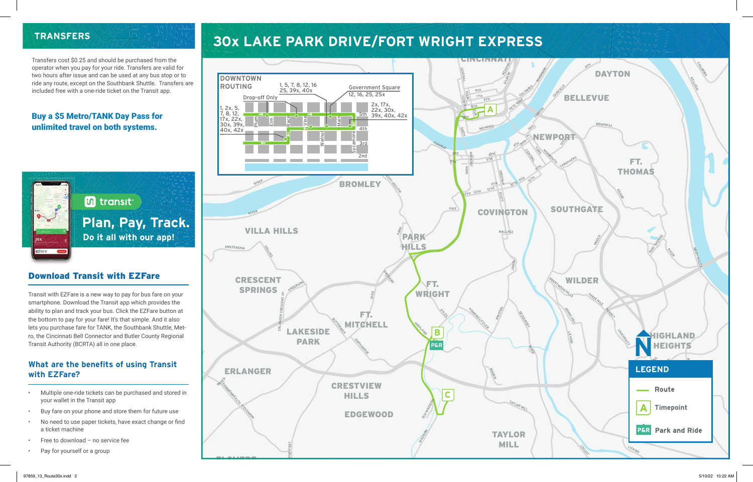## TRANSFERS

Transfers cost $0.25 and should be purchased from the operator when you pay for your ride. Transfers are valid for two hours after issue and can be used at any bus stop or to ride any route, except on the Southbank Shuttle. Transfers are included free with a one-ride ticket on the Transit app.

**Buy a $5 Metro/TANK Day Pass for unlimited travel on both systems.**

transit

**Plan, Pay, Track.**

**Do it all with our app!**

## Download Transit with EZFare

Transit with EZFare is a new way to pay for bus fare on your smartphone. Download the Transit app which provides the ability to plan and track your bus. Click the EZFare button at the bottom to pay for your fare! It's that simple. And it also lets you purchase fare for TANK, the Southbank Shuttle, Metro, the Cincinnati Bell Connector and Butler County Regional Transit Authority (BCRTA) all in one place.

## What are the benefits of using Transit with EZFare?

- Multiple one-ride tickets can be purchased and stored in your wallet in the Transit app
- Buy fare on your phone and store them for future use
- No need to use paper tickets, have exact change or find a ticket machine
- Free to download – no service fee
- Pay for yourself or a group

# 30x LAKE PARK DRIVE/FORT WRIGHT EXPRESS

DOWNTOWN ROUTING

Drop-off Only

1, 5, 7, 8, 12, 16, 25, 39x, 40x

Government Square 12, 16, 25, 25x

1, 2x, 5, 7, 8, 12, 17x, 22x, 30x, 39x, 40x, 42x

2x, 17x, 22x, 30x, 39x, 40x, 42x

Plum, Elm, Race, Vine, Walnut, Main, Sycamore, 5th, 4th, 3rd, 2nd

CINCINNATI, DAYTON, BELLEVUE, NEWPORT, FT. THOMAS, BROMLEY, COVINGTON, SOUTHGATE, VILLA HILLS, PARK HILLS, CRESCENT SPRINGS, FT. WRIGHT, WILDER, FT. MITCHELL, LAKESIDE PARK, HIGHLAND HEIGHTS, ERLANGER, CRESTVIEW HILLS, EDGEWOOD, TAYLOR MILL

## LEGEND

- Route
- A Timepoint
- P&R Park and Ride